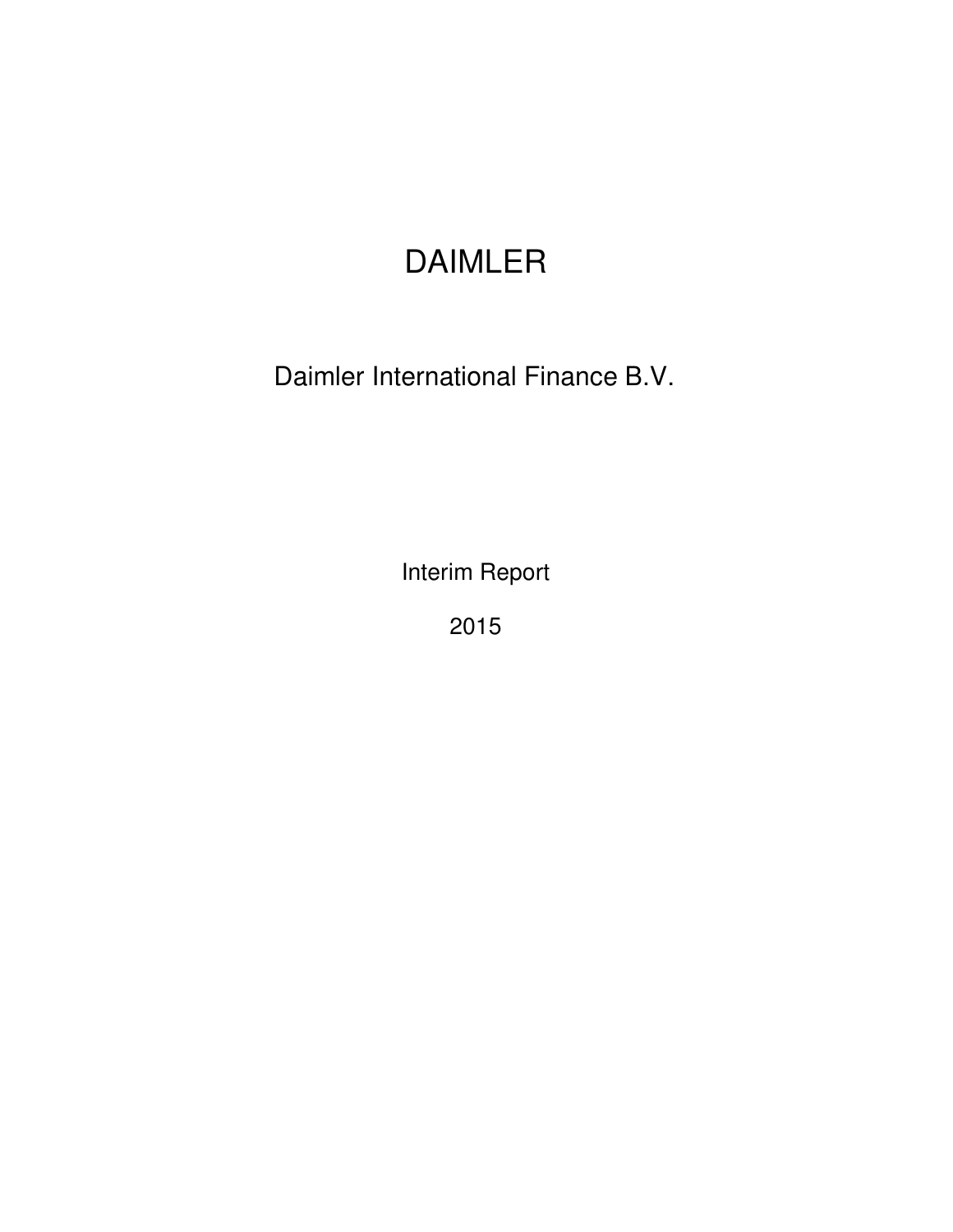# DAIMLER

## Daimler International Finance B.V.

Interim Report

2015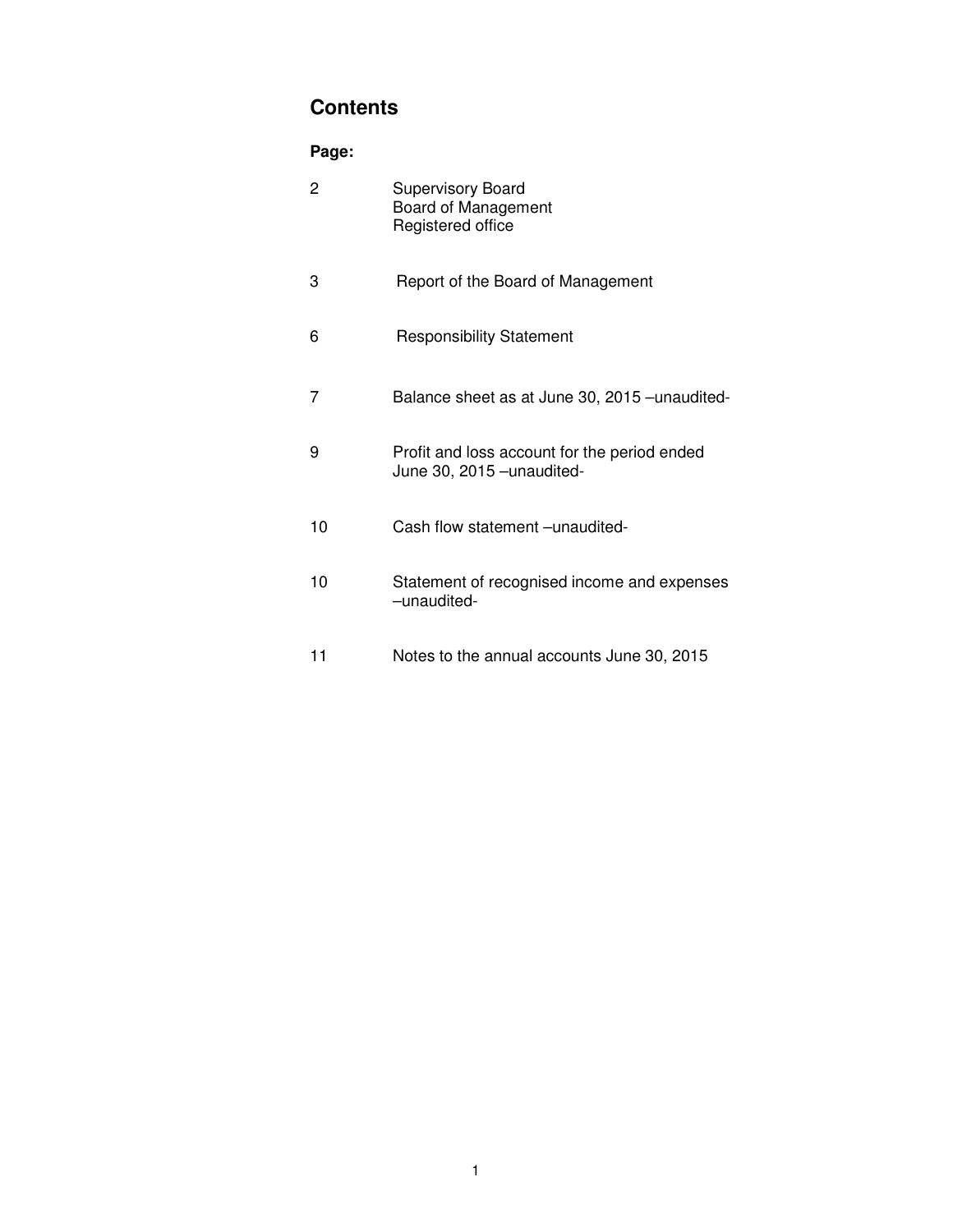## Contents

**Page:**

| Page | Section |
|---|---|
| 2 | Supervisory Board<br>Board of Management<br>Registered office |
| 3 | Report of the Board of Management |
| 6 | Responsibility Statement |
| 7 | Balance sheet as at June 30, 2015 –unaudited- |
| 9 | Profit and loss account for the period ended June 30, 2015 –unaudited- |
| 10 | Cash flow statement –unaudited- |
| 10 | Statement of recognised income and expenses –unaudited- |
| 11 | Notes to the annual accounts June 30, 2015 |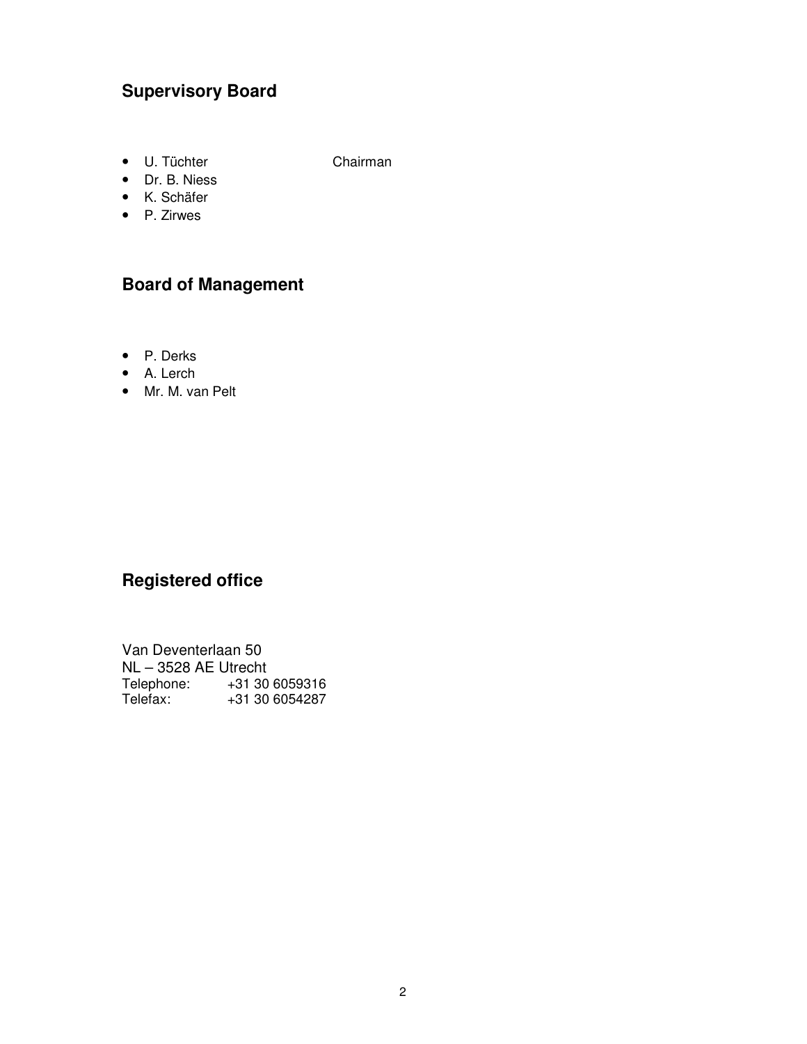## Supervisory Board

- U. Tüchter Chairman
- Dr. B. Niess
- K. Schäfer
- P. Zirwes

## Board of Management

- P. Derks
- A. Lerch
- Mr. M. van Pelt

## Registered office

Van Deventerlaan 50
NL – 3528 AE Utrecht
Telephone: +31 30 6059316
Telefax: +31 30 6054287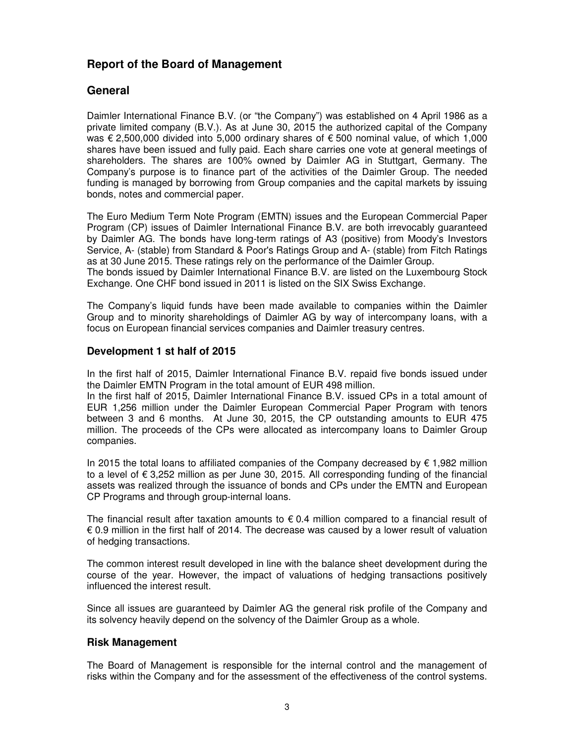# Report of the Board of Management

## General

Daimler International Finance B.V. (or "the Company") was established on 4 April 1986 as a private limited company (B.V.). As at June 30, 2015 the authorized capital of the Company was € 2,500,000 divided into 5,000 ordinary shares of € 500 nominal value, of which 1,000 shares have been issued and fully paid. Each share carries one vote at general meetings of shareholders. The shares are 100% owned by Daimler AG in Stuttgart, Germany. The Company's purpose is to finance part of the activities of the Daimler Group. The needed funding is managed by borrowing from Group companies and the capital markets by issuing bonds, notes and commercial paper.

The Euro Medium Term Note Program (EMTN) issues and the European Commercial Paper Program (CP) issues of Daimler International Finance B.V. are both irrevocably guaranteed by Daimler AG. The bonds have long-term ratings of A3 (positive) from Moody's Investors Service, A- (stable) from Standard & Poor's Ratings Group and A- (stable) from Fitch Ratings as at 30 June 2015. These ratings rely on the performance of the Daimler Group.
The bonds issued by Daimler International Finance B.V. are listed on the Luxembourg Stock Exchange. One CHF bond issued in 2011 is listed on the SIX Swiss Exchange.

The Company's liquid funds have been made available to companies within the Daimler Group and to minority shareholdings of Daimler AG by way of intercompany loans, with a focus on European financial services companies and Daimler treasury centres.

### Development 1 st half of 2015

In the first half of 2015, Daimler International Finance B.V. repaid five bonds issued under the Daimler EMTN Program in the total amount of EUR 498 million.
In the first half of 2015, Daimler International Finance B.V. issued CPs in a total amount of EUR 1,256 million under the Daimler European Commercial Paper Program with tenors between 3 and 6 months. At June 30, 2015, the CP outstanding amounts to EUR 475 million. The proceeds of the CPs were allocated as intercompany loans to Daimler Group companies.

In 2015 the total loans to affiliated companies of the Company decreased by € 1,982 million to a level of € 3,252 million as per June 30, 2015. All corresponding funding of the financial assets was realized through the issuance of bonds and CPs under the EMTN and European CP Programs and through group-internal loans.

The financial result after taxation amounts to € 0.4 million compared to a financial result of € 0.9 million in the first half of 2014. The decrease was caused by a lower result of valuation of hedging transactions.

The common interest result developed in line with the balance sheet development during the course of the year. However, the impact of valuations of hedging transactions positively influenced the interest result.

Since all issues are guaranteed by Daimler AG the general risk profile of the Company and its solvency heavily depend on the solvency of the Daimler Group as a whole.

### Risk Management

The Board of Management is responsible for the internal control and the management of risks within the Company and for the assessment of the effectiveness of the control systems.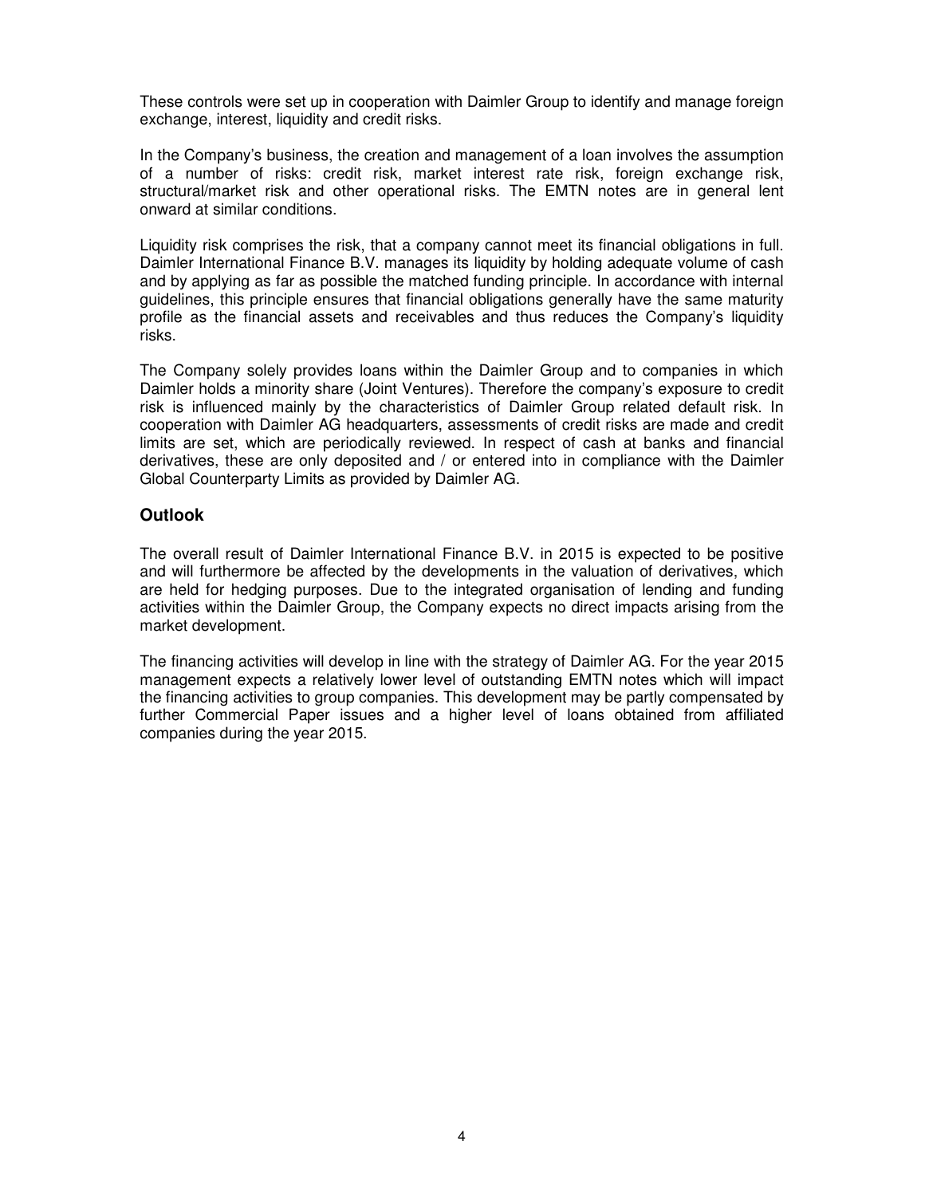These controls were set up in cooperation with Daimler Group to identify and manage foreign exchange, interest, liquidity and credit risks.

In the Company's business, the creation and management of a loan involves the assumption of a number of risks: credit risk, market interest rate risk, foreign exchange risk, structural/market risk and other operational risks. The EMTN notes are in general lent onward at similar conditions.

Liquidity risk comprises the risk, that a company cannot meet its financial obligations in full. Daimler International Finance B.V. manages its liquidity by holding adequate volume of cash and by applying as far as possible the matched funding principle. In accordance with internal guidelines, this principle ensures that financial obligations generally have the same maturity profile as the financial assets and receivables and thus reduces the Company's liquidity risks.

The Company solely provides loans within the Daimler Group and to companies in which Daimler holds a minority share (Joint Ventures). Therefore the company's exposure to credit risk is influenced mainly by the characteristics of Daimler Group related default risk. In cooperation with Daimler AG headquarters, assessments of credit risks are made and credit limits are set, which are periodically reviewed. In respect of cash at banks and financial derivatives, these are only deposited and / or entered into in compliance with the Daimler Global Counterparty Limits as provided by Daimler AG.

## Outlook

The overall result of Daimler International Finance B.V. in 2015 is expected to be positive and will furthermore be affected by the developments in the valuation of derivatives, which are held for hedging purposes. Due to the integrated organisation of lending and funding activities within the Daimler Group, the Company expects no direct impacts arising from the market development.

The financing activities will develop in line with the strategy of Daimler AG. For the year 2015 management expects a relatively lower level of outstanding EMTN notes which will impact the financing activities to group companies. This development may be partly compensated by further Commercial Paper issues and a higher level of loans obtained from affiliated companies during the year 2015.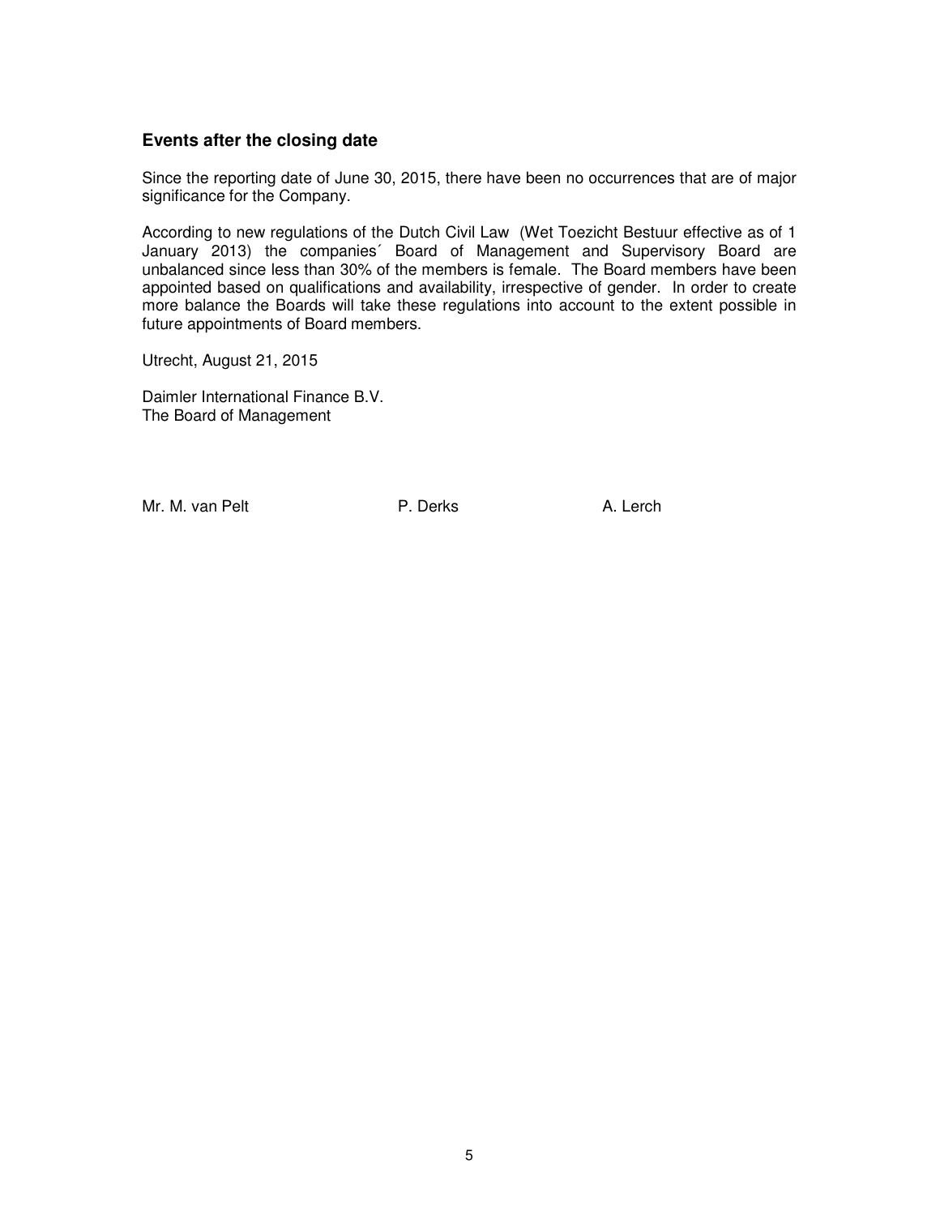## Events after the closing date

Since the reporting date of June 30, 2015, there have been no occurrences that are of major significance for the Company.

According to new regulations of the Dutch Civil Law (Wet Toezicht Bestuur effective as of 1 January 2013) the companies´ Board of Management and Supervisory Board are unbalanced since less than 30% of the members is female. The Board members have been appointed based on qualifications and availability, irrespective of gender. In order to create more balance the Boards will take these regulations into account to the extent possible in future appointments of Board members.

Utrecht, August 21, 2015

Daimler International Finance B.V.
The Board of Management

Mr. M. van Pelt P. Derks A. Lerch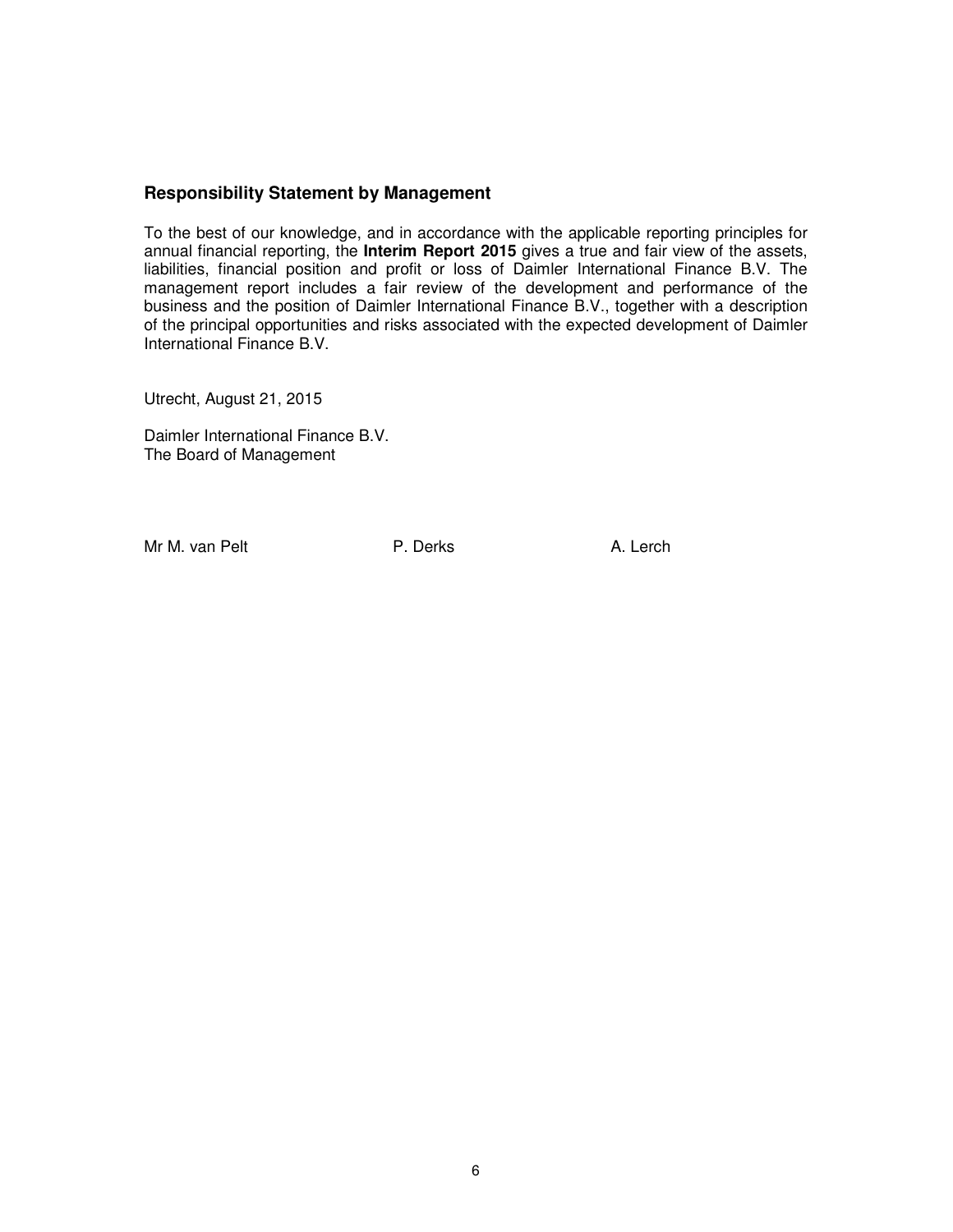## Responsibility Statement by Management

To the best of our knowledge, and in accordance with the applicable reporting principles for annual financial reporting, the **Interim Report 2015** gives a true and fair view of the assets, liabilities, financial position and profit or loss of Daimler International Finance B.V. The management report includes a fair review of the development and performance of the business and the position of Daimler International Finance B.V., together with a description of the principal opportunities and risks associated with the expected development of Daimler International Finance B.V.

Utrecht, August 21, 2015

Daimler International Finance B.V.
The Board of Management

Mr M. van Pelt          P. Derks          A. Lerch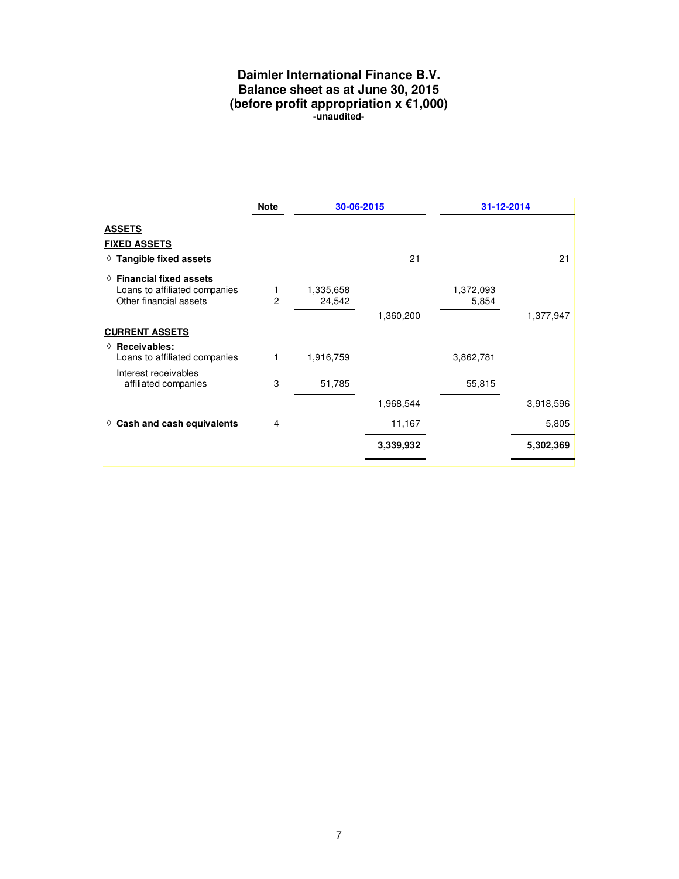# Daimler International Finance B.V.
## Balance sheet as at June 30, 2015
## (before profit appropriation x €1,000)
**-unaudited-**

| | Note | 30-06-2015 | | 31-12-2014 | |
|---|---|---|---|---|---|
| **ASSETS** | | | | | |
| **FIXED ASSETS** | | | | | |
| ◊ **Tangible fixed assets** | | | 21 | | 21 |
| ◊ **Financial fixed assets** | | | | | |
| Loans to affiliated companies | 1 | 1,335,658 | | 1,372,093 | |
| Other financial assets | 2 | 24,542 | | 5,854 | |
| | | | 1,360,200 | | 1,377,947 |
| **CURRENT ASSETS** | | | | | |
| ◊ **Receivables:** | | | | | |
| Loans to affiliated companies | 1 | 1,916,759 | | 3,862,781 | |
| Interest receivables affiliated companies | 3 | 51,785 | | 55,815 | |
| | | | 1,968,544 | | 3,918,596 |
| ◊ **Cash and cash equivalents** | 4 | | 11,167 | | 5,805 |
| | | | **3,339,932** | | **5,302,369** |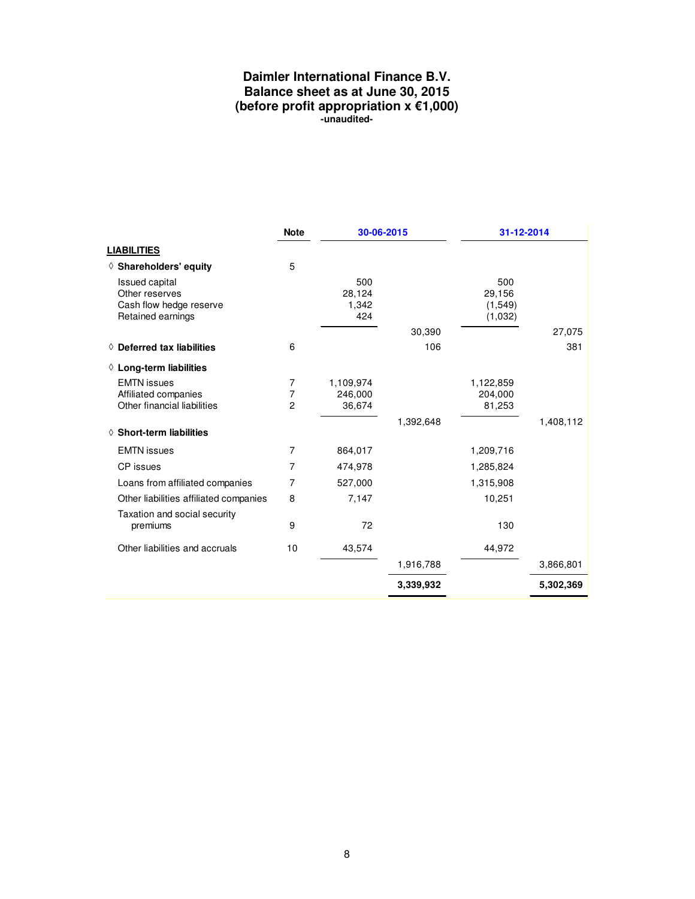# Daimler International Finance B.V.
## Balance sheet as at June 30, 2015
## (before profit appropriation x €1,000)
**-unaudited-**

| | Note | 30-06-2015 | | 31-12-2014 | |
|---|---|---|---|---|---|
| **LIABILITIES** | | | | | |
| ◊ **Shareholders' equity** | 5 | | | | |
| Issued capital | | 500 | | 500 | |
| Other reserves | | 28,124 | | 29,156 | |
| Cash flow hedge reserve | | 1,342 | | (1,549) | |
| Retained earnings | | 424 | | (1,032) | |
| | | | 30,390 | | 27,075 |
| ◊ **Deferred tax liabilities** | 6 | | 106 | | 381 |
| ◊ **Long-term liabilities** | | | | | |
| EMTN issues | 7 | 1,109,974 | | 1,122,859 | |
| Affiliated companies | 7 | 246,000 | | 204,000 | |
| Other financial liabilities | 2 | 36,674 | | 81,253 | |
| | | | 1,392,648 | | 1,408,112 |
| ◊ **Short-term liabilities** | | | | | |
| EMTN issues | 7 | 864,017 | | 1,209,716 | |
| CP issues | 7 | 474,978 | | 1,285,824 | |
| Loans from affiliated companies | 7 | 527,000 | | 1,315,908 | |
| Other liabilities affiliated companies | 8 | 7,147 | | 10,251 | |
| Taxation and social security premiums | 9 | 72 | | 130 | |
| Other liabilities and accruals | 10 | 43,574 | | 44,972 | |
| | | | 1,916,788 | | 3,866,801 |
| | | | **3,339,932** | | **5,302,369** |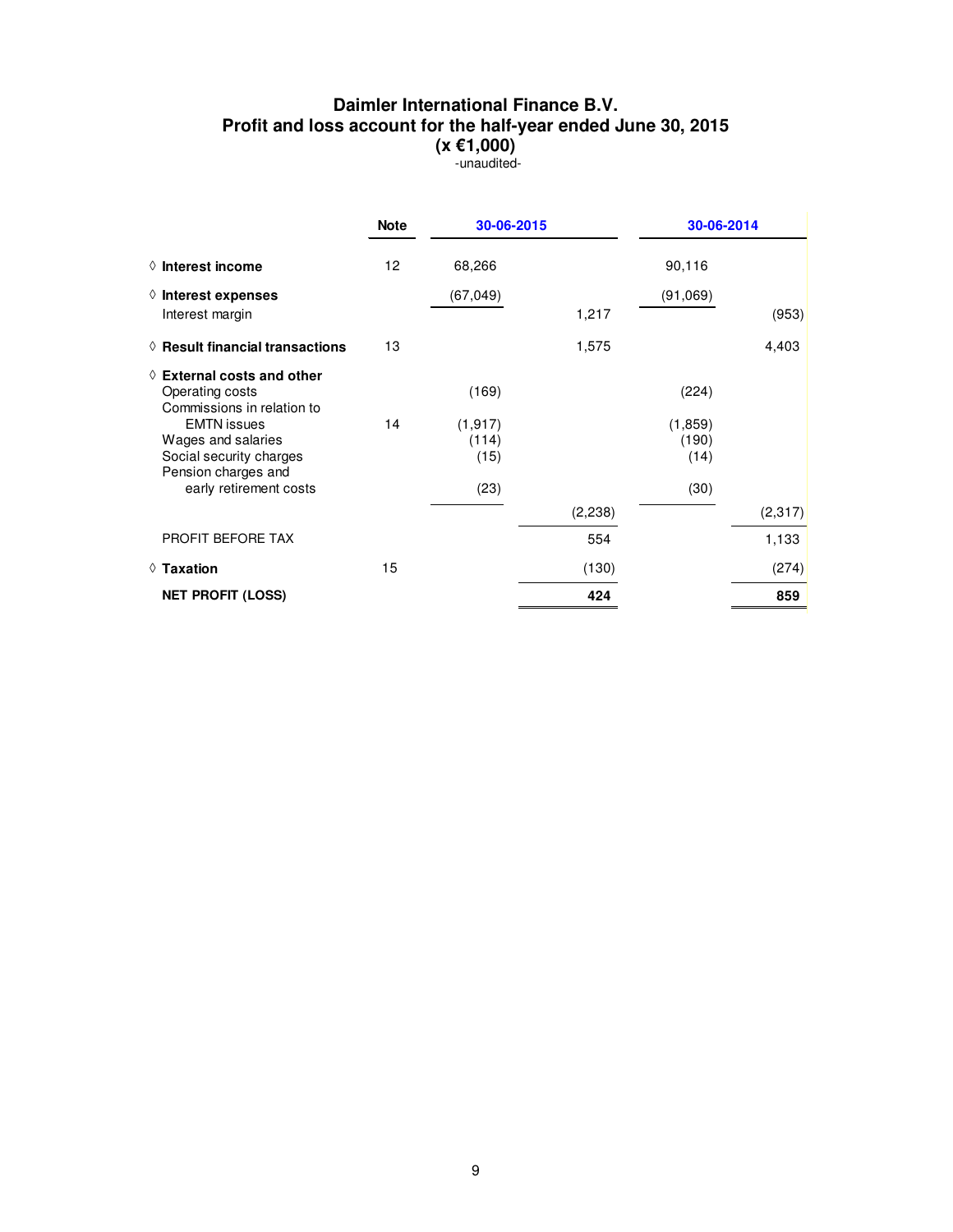# Daimler International Finance B.V.
## Profit and loss account for the half-year ended June 30, 2015
### (x €1,000)
-unaudited-

| | Note | 30-06-2015 | | 30-06-2014 | |
|---|---|---|---|---|---|
| ◊ **Interest income** | 12 | 68,266 | | 90,116 | |
| ◊ **Interest expenses** | | (67,049) | | (91,069) | |
| Interest margin | | | 1,217 | | (953) |
| ◊ **Result financial transactions** | 13 | | 1,575 | | 4,403 |
| ◊ **External costs and other** | | | | | |
| Operating costs | | (169) | | (224) | |
| Commissions in relation to EMTN issues | 14 | (1,917) | | (1,859) | |
| Wages and salaries | | (114) | | (190) | |
| Social security charges | | (15) | | (14) | |
| Pension charges and early retirement costs | | (23) | | (30) | |
| | | | (2,238) | | (2,317) |
| PROFIT BEFORE TAX | | | 554 | | 1,133 |
| ◊ **Taxation** | 15 | | (130) | | (274) |
| **NET PROFIT (LOSS)** | | | **424** | | **859** |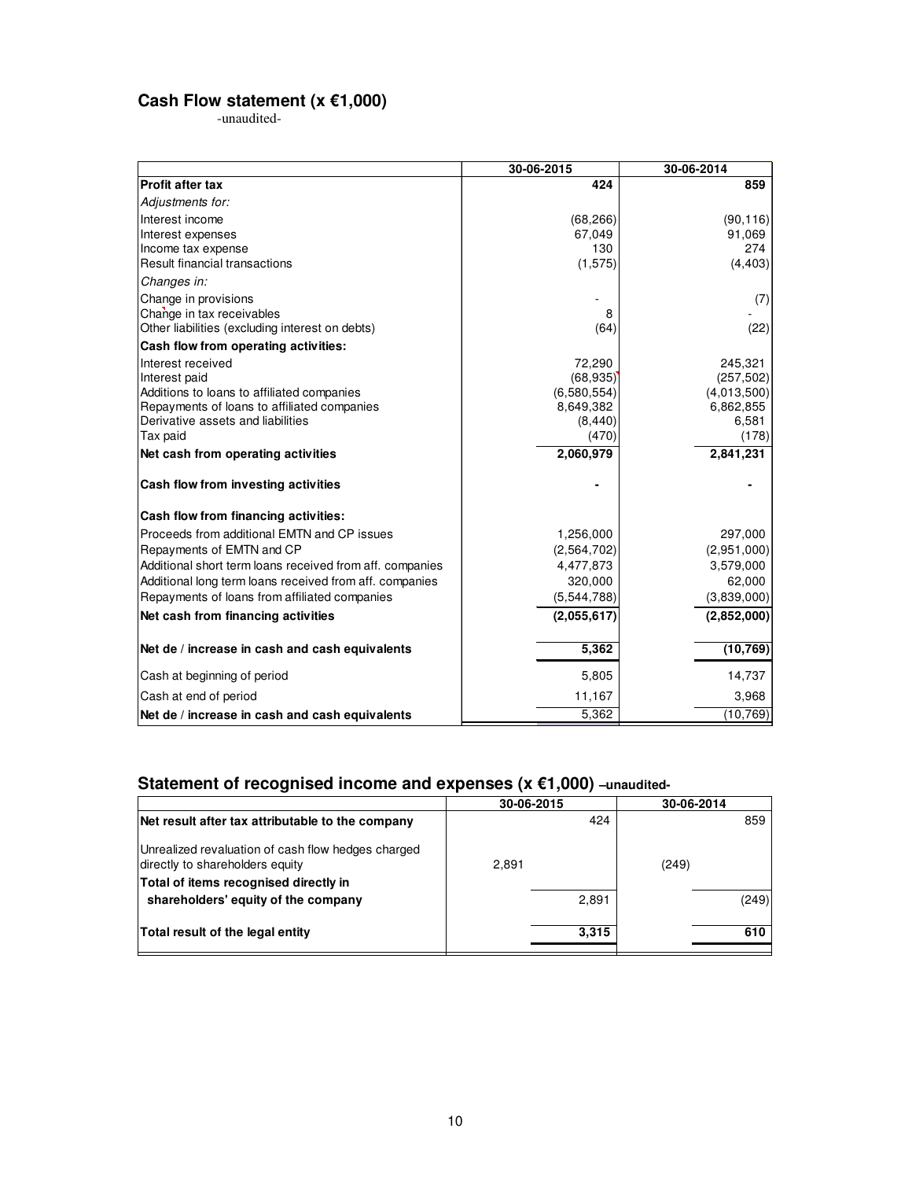## Cash Flow statement (x €1,000)

-unaudited-

| | 30-06-2015 | 30-06-2014 |
|---|---|---|
| **Profit after tax** | **424** | **859** |
| *Adjustments for:* | | |
| Interest income | (68,266) | (90,116) |
| Interest expenses | 67,049 | 91,069 |
| Income tax expense | 130 | 274 |
| Result financial transactions | (1,575) | (4,403) |
| *Changes in:* | | |
| Change in provisions | - | (7) |
| Change in tax receivables | 8 | - |
| Other liabilities (excluding interest on debts) | (64) | (22) |
| **Cash flow from operating activities:** | | |
| Interest received | 72,290 | 245,321 |
| Interest paid | (68,935) | (257,502) |
| Additions to loans to affiliated companies | (6,580,554) | (4,013,500) |
| Repayments of loans to affiliated companies | 8,649,382 | 6,862,855 |
| Derivative assets and liabilities | (8,440) | 6,581 |
| Tax paid | (470) | (178) |
| **Net cash from operating activities** | **2,060,979** | **2,841,231** |
| **Cash flow from investing activities** | **-** | **-** |
| **Cash flow from financing activities:** | | |
| Proceeds from additional EMTN and CP issues | 1,256,000 | 297,000 |
| Repayments of EMTN and CP | (2,564,702) | (2,951,000) |
| Additional short term loans received from aff. companies | 4,477,873 | 3,579,000 |
| Additional long term loans received from aff. companies | 320,000 | 62,000 |
| Repayments of loans from affiliated companies | (5,544,788) | (3,839,000) |
| **Net cash from financing activities** | **(2,055,617)** | **(2,852,000)** |
| **Net de / increase in cash and cash equivalents** | **5,362** | **(10,769)** |
| Cash at beginning of period | 5,805 | 14,737 |
| Cash at end of period | 11,167 | 3,968 |
| **Net de / increase in cash and cash equivalents** | 5,362 | (10,769) |

## Statement of recognised income and expenses (x €1,000) –unaudited-

| | 30-06-2015 | | 30-06-2014 | |
|---|---|---|---|---|
| **Net result after tax attributable to the company** | | 424 | | 859 |
| Unrealized revaluation of cash flow hedges charged directly to shareholders equity | 2,891 | | (249) | |
| **Total of items recognised directly in shareholders' equity of the company** | | 2,891 | | (249) |
| **Total result of the legal entity** | | **3,315** | | **610** |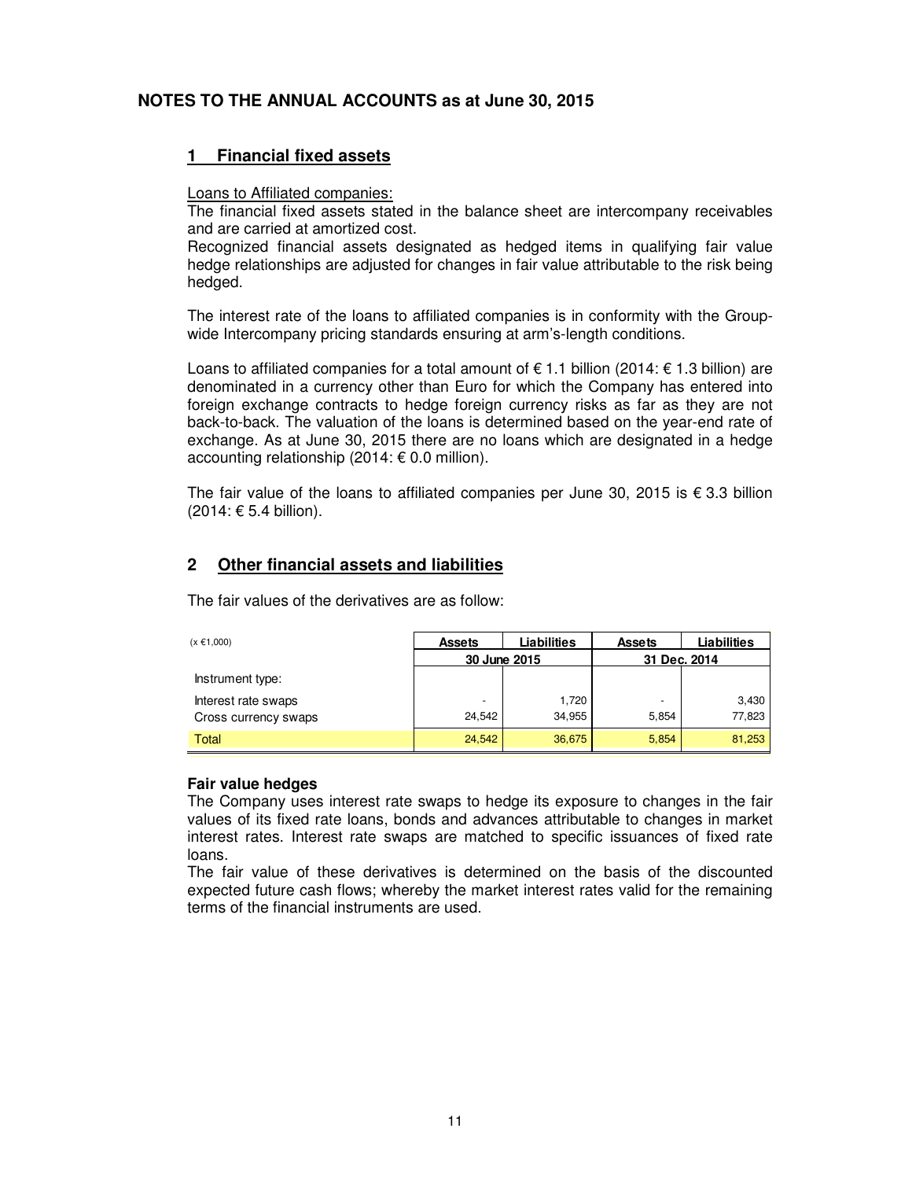## NOTES TO THE ANNUAL ACCOUNTS as at June 30, 2015

### 1 Financial fixed assets

Loans to Affiliated companies:

The financial fixed assets stated in the balance sheet are intercompany receivables and are carried at amortized cost.

Recognized financial assets designated as hedged items in qualifying fair value hedge relationships are adjusted for changes in fair value attributable to the risk being hedged.

The interest rate of the loans to affiliated companies is in conformity with the Group-wide Intercompany pricing standards ensuring at arm's-length conditions.

Loans to affiliated companies for a total amount of € 1.1 billion (2014: € 1.3 billion) are denominated in a currency other than Euro for which the Company has entered into foreign exchange contracts to hedge foreign currency risks as far as they are not back-to-back. The valuation of the loans is determined based on the year-end rate of exchange. As at June 30, 2015 there are no loans which are designated in a hedge accounting relationship (2014: € 0.0 million).

The fair value of the loans to affiliated companies per June 30, 2015 is € 3.3 billion (2014: € 5.4 billion).

### 2 Other financial assets and liabilities

The fair values of the derivatives are as follow:

| (x €1,000) | Assets | Liabilities | Assets | Liabilities |
|---|---|---|---|---|
| | 30 June 2015 | | 31 Dec. 2014 | |
| Instrument type: | | | | |
| Interest rate swaps | - | 1,720 | - | 3,430 |
| Cross currency swaps | 24,542 | 34,955 | 5,854 | 77,823 |
| Total | 24,542 | 36,675 | 5,854 | 81,253 |

**Fair value hedges**

The Company uses interest rate swaps to hedge its exposure to changes in the fair values of its fixed rate loans, bonds and advances attributable to changes in market interest rates. Interest rate swaps are matched to specific issuances of fixed rate loans.

The fair value of these derivatives is determined on the basis of the discounted expected future cash flows; whereby the market interest rates valid for the remaining terms of the financial instruments are used.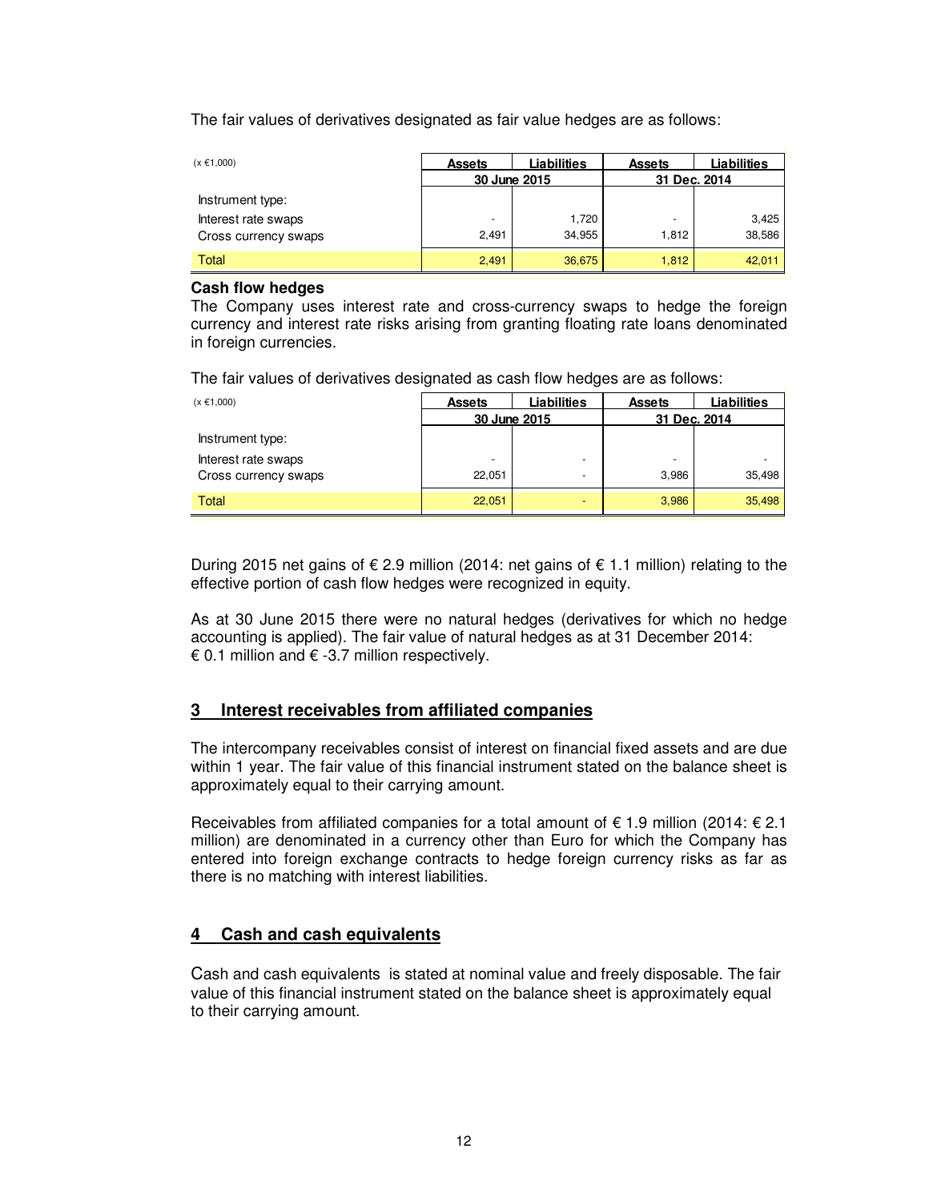The fair values of derivatives designated as fair value hedges are as follows:

| (x €1,000) | Assets | Liabilities | Assets | Liabilities |
|---|---|---|---|---|
| | 30 June 2015 | | 31 Dec. 2014 | |
| Instrument type: | | | | |
| Interest rate swaps | - | 1,720 | - | 3,425 |
| Cross currency swaps | 2,491 | 34,955 | 1,812 | 38,586 |
| Total | 2,491 | 36,675 | 1,812 | 42,011 |

**Cash flow hedges**

The Company uses interest rate and cross-currency swaps to hedge the foreign currency and interest rate risks arising from granting floating rate loans denominated in foreign currencies.

The fair values of derivatives designated as cash flow hedges are as follows:

| (x €1,000) | Assets | Liabilities | Assets | Liabilities |
|---|---|---|---|---|
| | 30 June 2015 | | 31 Dec. 2014 | |
| Instrument type: | | | | |
| Interest rate swaps | - | - | - | - |
| Cross currency swaps | 22,051 | - | 3,986 | 35,498 |
| Total | 22,051 | - | 3,986 | 35,498 |

During 2015 net gains of € 2.9 million (2014: net gains of € 1.1 million) relating to the effective portion of cash flow hedges were recognized in equity.

As at 30 June 2015 there were no natural hedges (derivatives for which no hedge accounting is applied). The fair value of natural hedges as at 31 December 2014: € 0.1 million and € -3.7 million respectively.

## 3 Interest receivables from affiliated companies

The intercompany receivables consist of interest on financial fixed assets and are due within 1 year. The fair value of this financial instrument stated on the balance sheet is approximately equal to their carrying amount.

Receivables from affiliated companies for a total amount of € 1.9 million (2014: € 2.1 million) are denominated in a currency other than Euro for which the Company has entered into foreign exchange contracts to hedge foreign currency risks as far as there is no matching with interest liabilities.

## 4 Cash and cash equivalents

Cash and cash equivalents is stated at nominal value and freely disposable. The fair value of this financial instrument stated on the balance sheet is approximately equal to their carrying amount.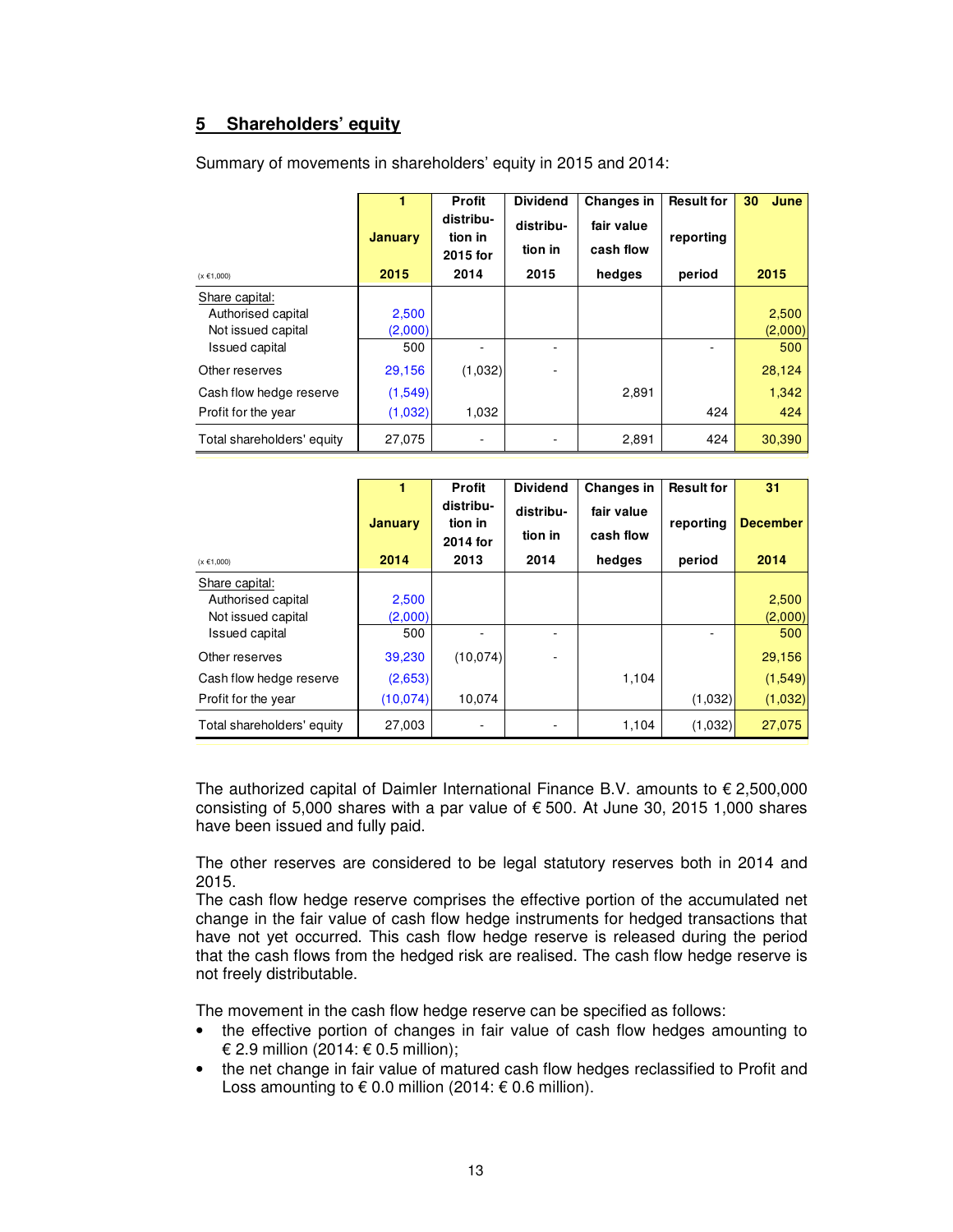## 5 Shareholders' equity

Summary of movements in shareholders' equity in 2015 and 2014:

| (x €1,000) | 1 January 2015 | Profit distribution in 2015 for 2014 | Dividend distribution in 2015 | Changes in fair value cash flow hedges | Result for reporting period | 30 June 2015 |
|---|---|---|---|---|---|---|
| Share capital: | | | | | | |
| Authorised capital | 2,500 | | | | | 2,500 |
| Not issued capital | (2,000) | | | | | (2,000) |
| Issued capital | 500 | - | - | | - | 500 |
| Other reserves | 29,156 | (1,032) | - | | | 28,124 |
| Cash flow hedge reserve | (1,549) | | | 2,891 | | 1,342 |
| Profit for the year | (1,032) | 1,032 | | | 424 | 424 |
| Total shareholders' equity | 27,075 | - | - | 2,891 | 424 | 30,390 |

| (x €1,000) | 1 January 2014 | Profit distribution in 2014 for 2013 | Dividend distribution in 2014 | Changes in fair value cash flow hedges | Result for reporting period | 31 December 2014 |
|---|---|---|---|---|---|---|
| Share capital: | | | | | | |
| Authorised capital | 2,500 | | | | | 2,500 |
| Not issued capital | (2,000) | | | | | (2,000) |
| Issued capital | 500 | - | - | | - | 500 |
| Other reserves | 39,230 | (10,074) | - | | | 29,156 |
| Cash flow hedge reserve | (2,653) | | | 1,104 | | (1,549) |
| Profit for the year | (10,074) | 10,074 | | | (1,032) | (1,032) |
| Total shareholders' equity | 27,003 | - | - | 1,104 | (1,032) | 27,075 |

The authorized capital of Daimler International Finance B.V. amounts to € 2,500,000 consisting of 5,000 shares with a par value of € 500. At June 30, 2015 1,000 shares have been issued and fully paid.

The other reserves are considered to be legal statutory reserves both in 2014 and 2015.
The cash flow hedge reserve comprises the effective portion of the accumulated net change in the fair value of cash flow hedge instruments for hedged transactions that have not yet occurred. This cash flow hedge reserve is released during the period that the cash flows from the hedged risk are realised. The cash flow hedge reserve is not freely distributable.

The movement in the cash flow hedge reserve can be specified as follows:

- the effective portion of changes in fair value of cash flow hedges amounting to € 2.9 million (2014: € 0.5 million);
- the net change in fair value of matured cash flow hedges reclassified to Profit and Loss amounting to € 0.0 million (2014: € 0.6 million).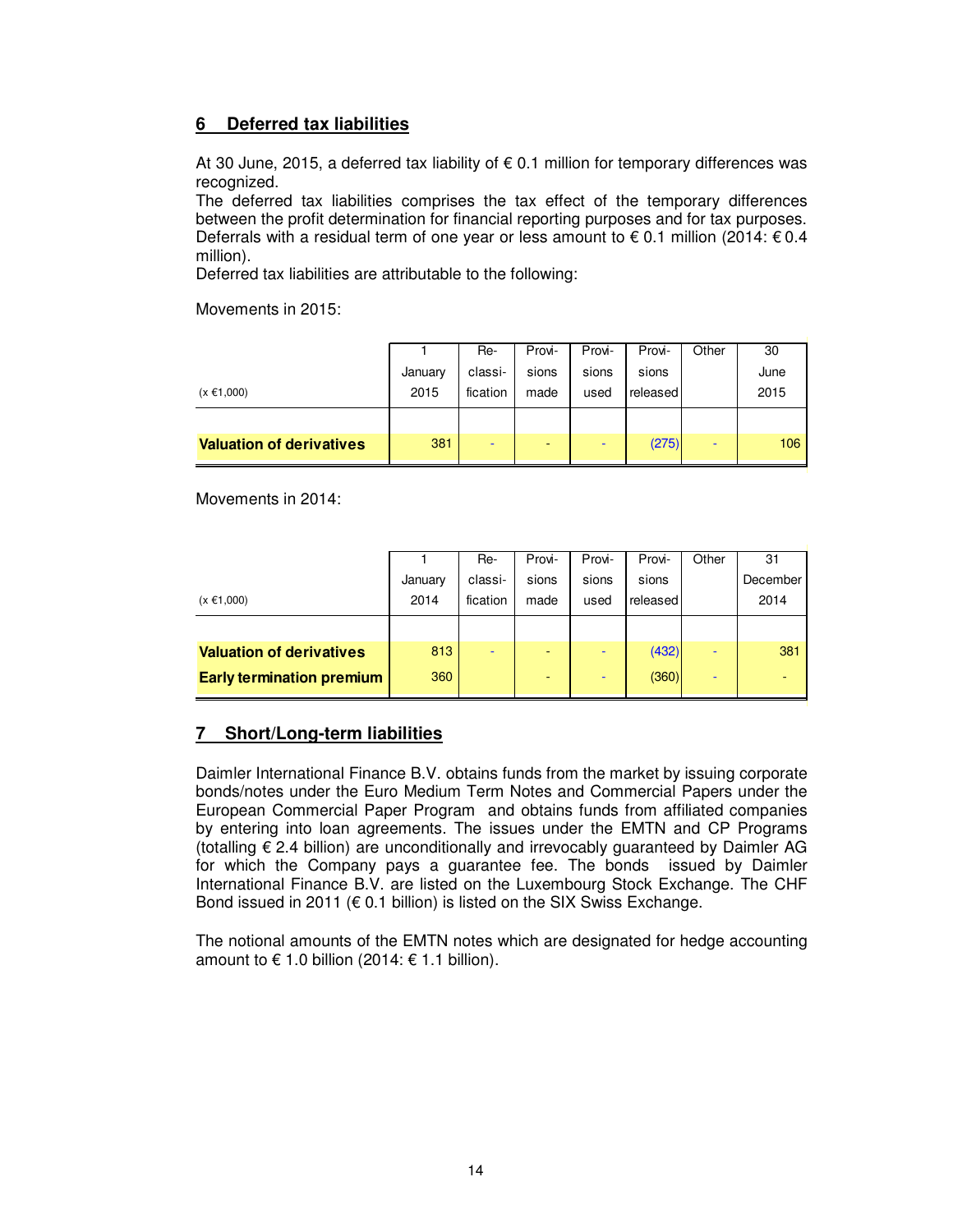## 6 Deferred tax liabilities

At 30 June, 2015, a deferred tax liability of € 0.1 million for temporary differences was recognized.
The deferred tax liabilities comprises the tax effect of the temporary differences between the profit determination for financial reporting purposes and for tax purposes. Deferrals with a residual term of one year or less amount to € 0.1 million (2014: € 0.4 million).
Deferred tax liabilities are attributable to the following:

Movements in 2015:

| (x €1,000) | 1 January 2015 | Re-classi-fication | Provi-sions made | Provi-sions used | Provi-sions released | Other | 30 June 2015 |
|---|---|---|---|---|---|---|---|
| **Valuation of derivatives** | 381 | - | - | - | (275) | - | 106 |

Movements in 2014:

| (x €1,000) | 1 January 2014 | Re-classi-fication | Provi-sions made | Provi-sions used | Provi-sions released | Other | 31 December 2014 |
|---|---|---|---|---|---|---|---|
| **Valuation of derivatives** | 813 | - | - | - | (432) | - | 381 |
| **Early termination premium** | 360 | | - | - | (360) | - | - |

## 7 Short/Long-term liabilities

Daimler International Finance B.V. obtains funds from the market by issuing corporate bonds/notes under the Euro Medium Term Notes and Commercial Papers under the European Commercial Paper Program and obtains funds from affiliated companies by entering into loan agreements. The issues under the EMTN and CP Programs (totalling € 2.4 billion) are unconditionally and irrevocably guaranteed by Daimler AG for which the Company pays a guarantee fee. The bonds issued by Daimler International Finance B.V. are listed on the Luxembourg Stock Exchange. The CHF Bond issued in 2011 (€ 0.1 billion) is listed on the SIX Swiss Exchange.

The notional amounts of the EMTN notes which are designated for hedge accounting amount to € 1.0 billion (2014: € 1.1 billion).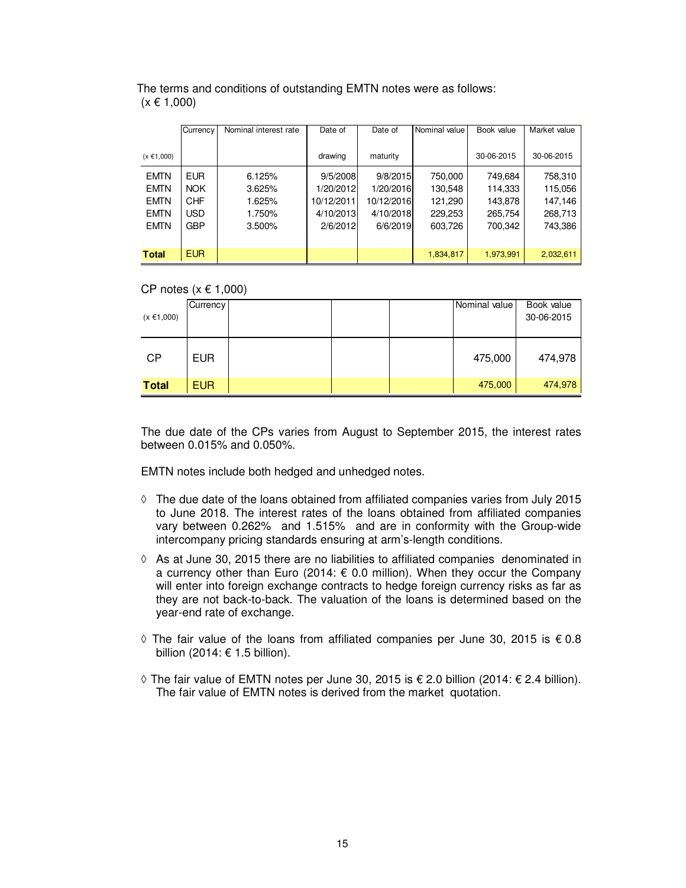The terms and conditions of outstanding EMTN notes were as follows:
(x € 1,000)

| (x €1,000) | Currency | Nominal interest rate | Date of drawing | Date of maturity | Nominal value | Book value 30-06-2015 | Market value 30-06-2015 |
|---|---|---|---|---|---|---|---|
| EMTN | EUR | 6.125% | 9/5/2008 | 9/8/2015 | 750,000 | 749,684 | 758,310 |
| EMTN | NOK | 3.625% | 1/20/2012 | 1/20/2016 | 130,548 | 114,333 | 115,056 |
| EMTN | CHF | 1.625% | 10/12/2011 | 10/12/2016 | 121,290 | 143,878 | 147,146 |
| EMTN | USD | 1.750% | 4/10/2013 | 4/10/2018 | 229,253 | 265,754 | 268,713 |
| EMTN | GBP | 3.500% | 2/6/2012 | 6/6/2019 | 603,726 | 700,342 | 743,386 |
| **Total** | EUR | | | | 1,834,817 | 1,973,991 | 2,032,611 |

CP notes (x € 1,000)

| (x €1,000) | Currency | | | | Nominal value | Book value 30-06-2015 |
|---|---|---|---|---|---|---|
| CP | EUR | | | | 475,000 | 474,978 |
| **Total** | EUR | | | | 475,000 | 474,978 |

The due date of the CPs varies from August to September 2015, the interest rates between 0.015% and 0.050%.

EMTN notes include both hedged and unhedged notes.

◊ The due date of the loans obtained from affiliated companies varies from July 2015 to June 2018. The interest rates of the loans obtained from affiliated companies vary between 0.262% and 1.515% and are in conformity with the Group-wide intercompany pricing standards ensuring at arm's-length conditions.

◊ As at June 30, 2015 there are no liabilities to affiliated companies denominated in a currency other than Euro (2014: € 0.0 million). When they occur the Company will enter into foreign exchange contracts to hedge foreign currency risks as far as they are not back-to-back. The valuation of the loans is determined based on the year-end rate of exchange.

◊ The fair value of the loans from affiliated companies per June 30, 2015 is € 0.8 billion (2014: € 1.5 billion).

◊ The fair value of EMTN notes per June 30, 2015 is € 2.0 billion (2014: € 2.4 billion). The fair value of EMTN notes is derived from the market quotation.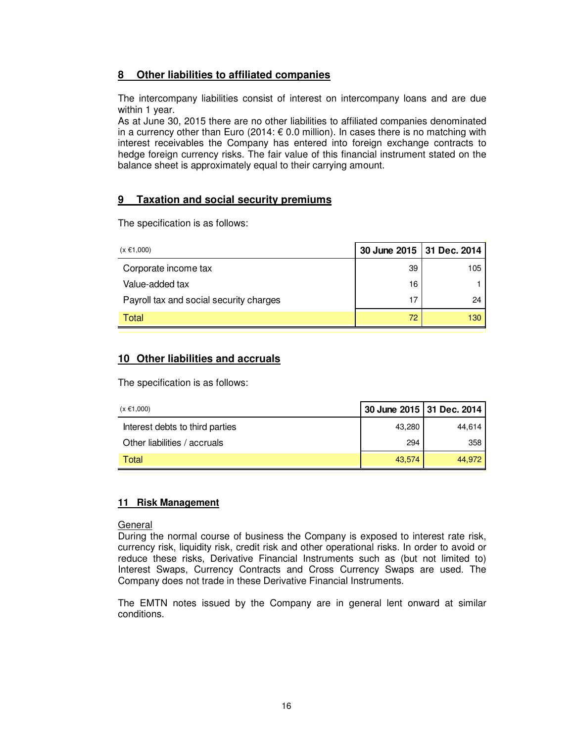## 8 Other liabilities to affiliated companies

The intercompany liabilities consist of interest on intercompany loans and are due within 1 year.
As at June 30, 2015 there are no other liabilities to affiliated companies denominated in a currency other than Euro (2014: € 0.0 million). In cases there is no matching with interest receivables the Company has entered into foreign exchange contracts to hedge foreign currency risks. The fair value of this financial instrument stated on the balance sheet is approximately equal to their carrying amount.

## 9 Taxation and social security premiums

The specification is as follows:

| (x €1,000) | 30 June 2015 | 31 Dec. 2014 |
|---|---|---|
| Corporate income tax | 39 | 105 |
| Value-added tax | 16 | 1 |
| Payroll tax and social security charges | 17 | 24 |
| Total | 72 | 130 |

## 10 Other liabilities and accruals

The specification is as follows:

| (x €1,000) | 30 June 2015 | 31 Dec. 2014 |
|---|---|---|
| Interest debts to third parties | 43,280 | 44,614 |
| Other liabilities / accruals | 294 | 358 |
| Total | 43,574 | 44,972 |

## 11 Risk Management

General
During the normal course of business the Company is exposed to interest rate risk, currency risk, liquidity risk, credit risk and other operational risks. In order to avoid or reduce these risks, Derivative Financial Instruments such as (but not limited to) Interest Swaps, Currency Contracts and Cross Currency Swaps are used. The Company does not trade in these Derivative Financial Instruments.

The EMTN notes issued by the Company are in general lent onward at similar conditions.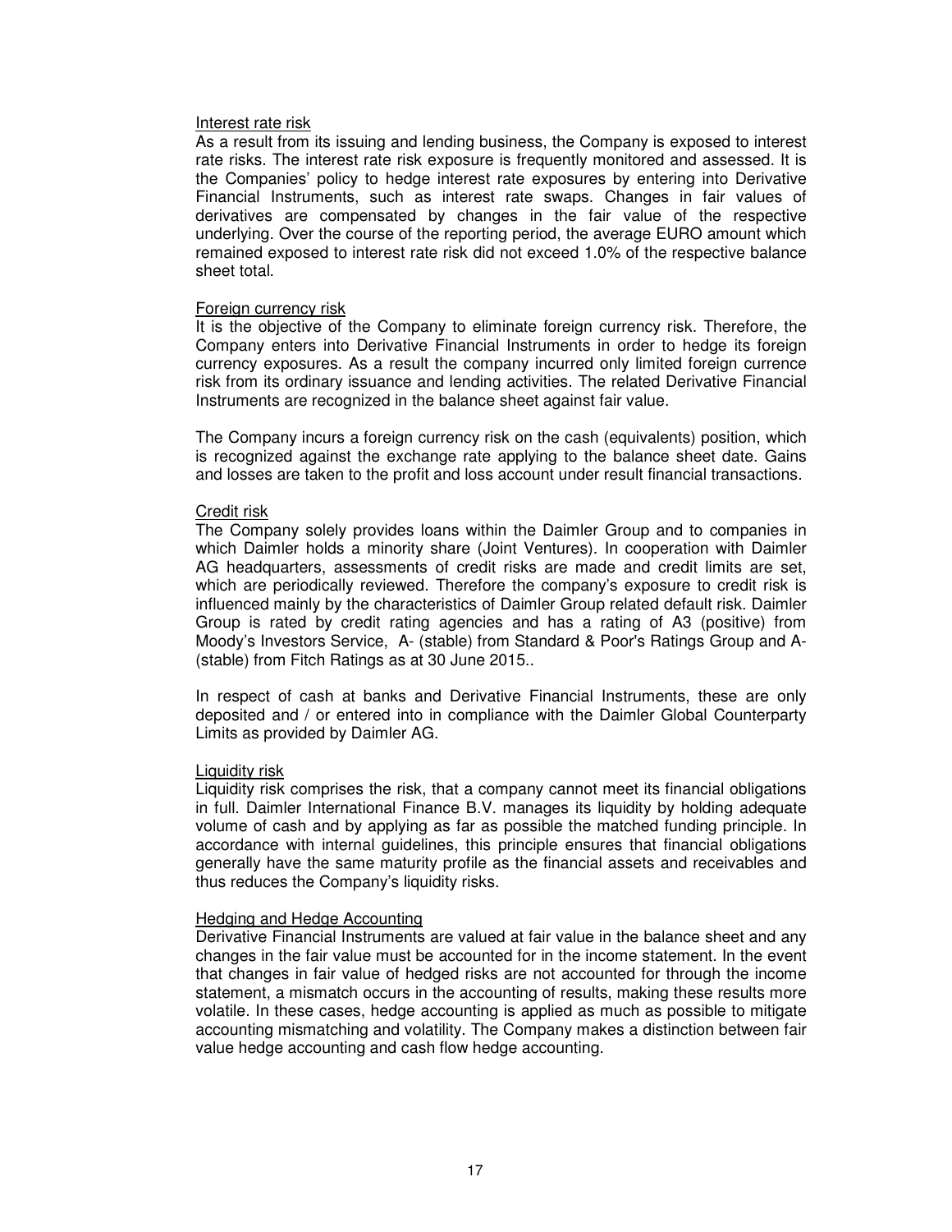### Interest rate risk

As a result from its issuing and lending business, the Company is exposed to interest rate risks. The interest rate risk exposure is frequently monitored and assessed. It is the Companies' policy to hedge interest rate exposures by entering into Derivative Financial Instruments, such as interest rate swaps. Changes in fair values of derivatives are compensated by changes in the fair value of the respective underlying. Over the course of the reporting period, the average EURO amount which remained exposed to interest rate risk did not exceed 1.0% of the respective balance sheet total.

### Foreign currency risk

It is the objective of the Company to eliminate foreign currency risk. Therefore, the Company enters into Derivative Financial Instruments in order to hedge its foreign currency exposures. As a result the company incurred only limited foreign currence risk from its ordinary issuance and lending activities. The related Derivative Financial Instruments are recognized in the balance sheet against fair value.

The Company incurs a foreign currency risk on the cash (equivalents) position, which is recognized against the exchange rate applying to the balance sheet date. Gains and losses are taken to the profit and loss account under result financial transactions.

### Credit risk

The Company solely provides loans within the Daimler Group and to companies in which Daimler holds a minority share (Joint Ventures). In cooperation with Daimler AG headquarters, assessments of credit risks are made and credit limits are set, which are periodically reviewed. Therefore the company's exposure to credit risk is influenced mainly by the characteristics of Daimler Group related default risk. Daimler Group is rated by credit rating agencies and has a rating of A3 (positive) from Moody's Investors Service, A- (stable) from Standard & Poor's Ratings Group and A- (stable) from Fitch Ratings as at 30 June 2015..

In respect of cash at banks and Derivative Financial Instruments, these are only deposited and / or entered into in compliance with the Daimler Global Counterparty Limits as provided by Daimler AG.

### Liquidity risk

Liquidity risk comprises the risk, that a company cannot meet its financial obligations in full. Daimler International Finance B.V. manages its liquidity by holding adequate volume of cash and by applying as far as possible the matched funding principle. In accordance with internal guidelines, this principle ensures that financial obligations generally have the same maturity profile as the financial assets and receivables and thus reduces the Company's liquidity risks.

### Hedging and Hedge Accounting

Derivative Financial Instruments are valued at fair value in the balance sheet and any changes in the fair value must be accounted for in the income statement. In the event that changes in fair value of hedged risks are not accounted for through the income statement, a mismatch occurs in the accounting of results, making these results more volatile. In these cases, hedge accounting is applied as much as possible to mitigate accounting mismatching and volatility. The Company makes a distinction between fair value hedge accounting and cash flow hedge accounting.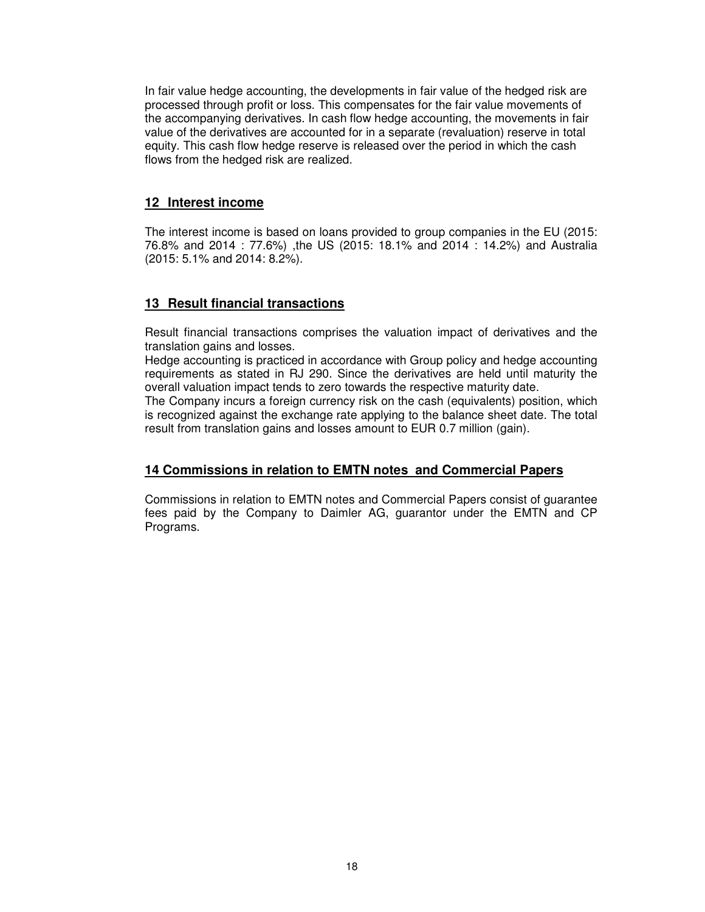In fair value hedge accounting, the developments in fair value of the hedged risk are processed through profit or loss. This compensates for the fair value movements of the accompanying derivatives. In cash flow hedge accounting, the movements in fair value of the derivatives are accounted for in a separate (revaluation) reserve in total equity. This cash flow hedge reserve is released over the period in which the cash flows from the hedged risk are realized.

## 12 Interest income

The interest income is based on loans provided to group companies in the EU (2015: 76.8% and 2014 : 77.6%) ,the US (2015: 18.1% and 2014 : 14.2%) and Australia (2015: 5.1% and 2014: 8.2%).

## 13 Result financial transactions

Result financial transactions comprises the valuation impact of derivatives and the translation gains and losses.
Hedge accounting is practiced in accordance with Group policy and hedge accounting requirements as stated in RJ 290. Since the derivatives are held until maturity the overall valuation impact tends to zero towards the respective maturity date.
The Company incurs a foreign currency risk on the cash (equivalents) position, which is recognized against the exchange rate applying to the balance sheet date. The total result from translation gains and losses amount to EUR 0.7 million (gain).

## 14 Commissions in relation to EMTN notes and Commercial Papers

Commissions in relation to EMTN notes and Commercial Papers consist of guarantee fees paid by the Company to Daimler AG, guarantor under the EMTN and CP Programs.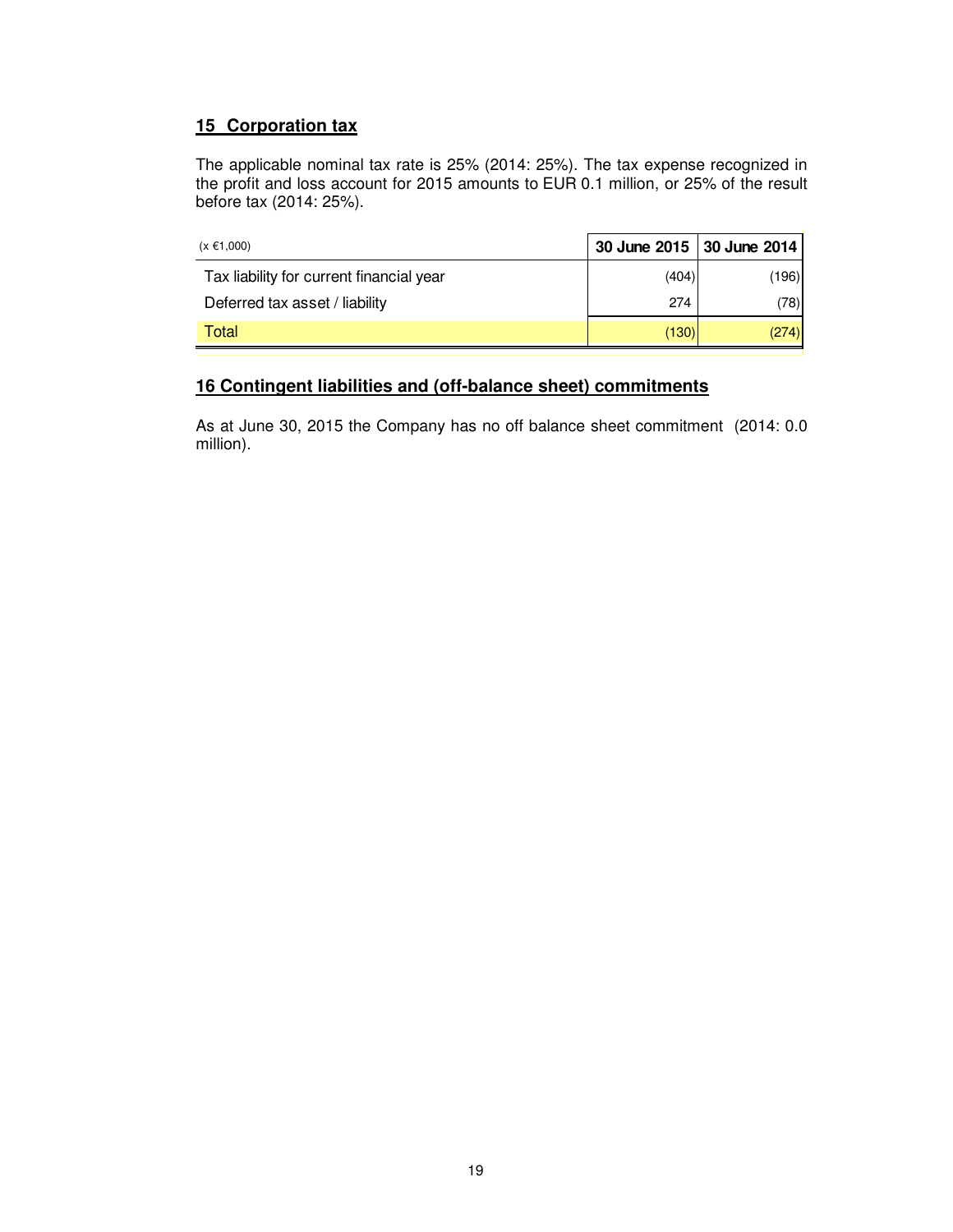## 15 Corporation tax

The applicable nominal tax rate is 25% (2014: 25%). The tax expense recognized in the profit and loss account for 2015 amounts to EUR 0.1 million, or 25% of the result before tax (2014: 25%).

| (x €1,000) | 30 June 2015 | 30 June 2014 |
| --- | --- | --- |
| Tax liability for current financial year | (404) | (196) |
| Deferred tax asset / liability | 274 | (78) |
| Total | (130) | (274) |

## 16 Contingent liabilities and (off-balance sheet) commitments

As at June 30, 2015 the Company has no off balance sheet commitment (2014: 0.0 million).